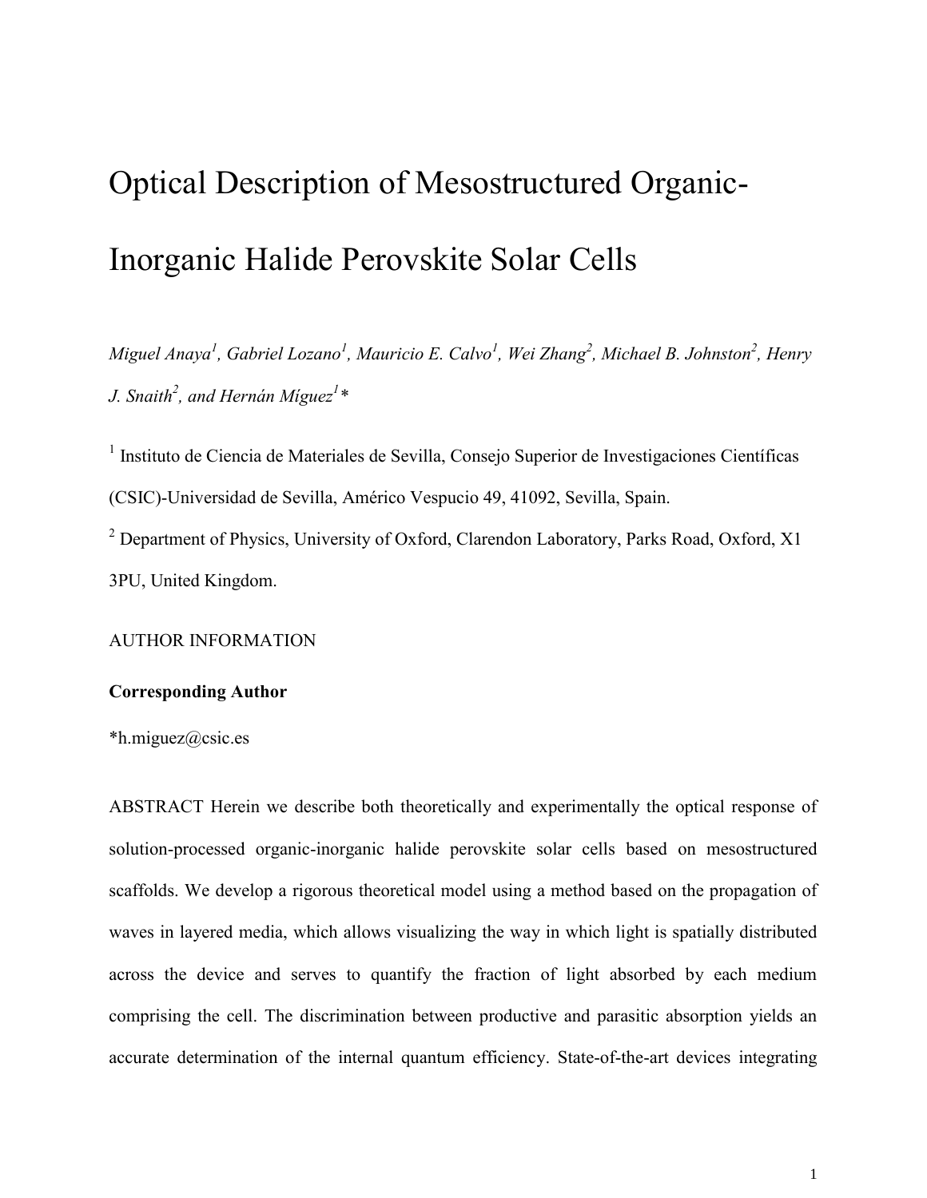# Optical Description of Mesostructured Organic-Inorganic Halide Perovskite Solar Cells

*Miguel Anaya[1], Gabriel Lozano[1], Mauricio E. Calvo[1], Wei Zhang[2], Michael B. Johnston[2], Henry J. Snaith[2], and Hernán Míguez[1]\**

[1] Instituto de Ciencia de Materiales de Sevilla, Consejo Superior de Investigaciones Científicas (CSIC)-Universidad de Sevilla, Américo Vespucio 49, 41092, Sevilla, Spain.

[2] Department of Physics, University of Oxford, Clarendon Laboratory, Parks Road, Oxford, X1 3PU, United Kingdom.

AUTHOR INFORMATION

**Corresponding Author**

*h.miguez@csic.es

ABSTRACT Herein we describe both theoretically and experimentally the optical response of solution-processed organic-inorganic halide perovskite solar cells based on mesostructured scaffolds. We develop a rigorous theoretical model using a method based on the propagation of waves in layered media, which allows visualizing the way in which light is spatially distributed across the device and serves to quantify the fraction of light absorbed by each medium comprising the cell. The discrimination between productive and parasitic absorption yields an accurate determination of the internal quantum efficiency. State-of-the-art devices integrating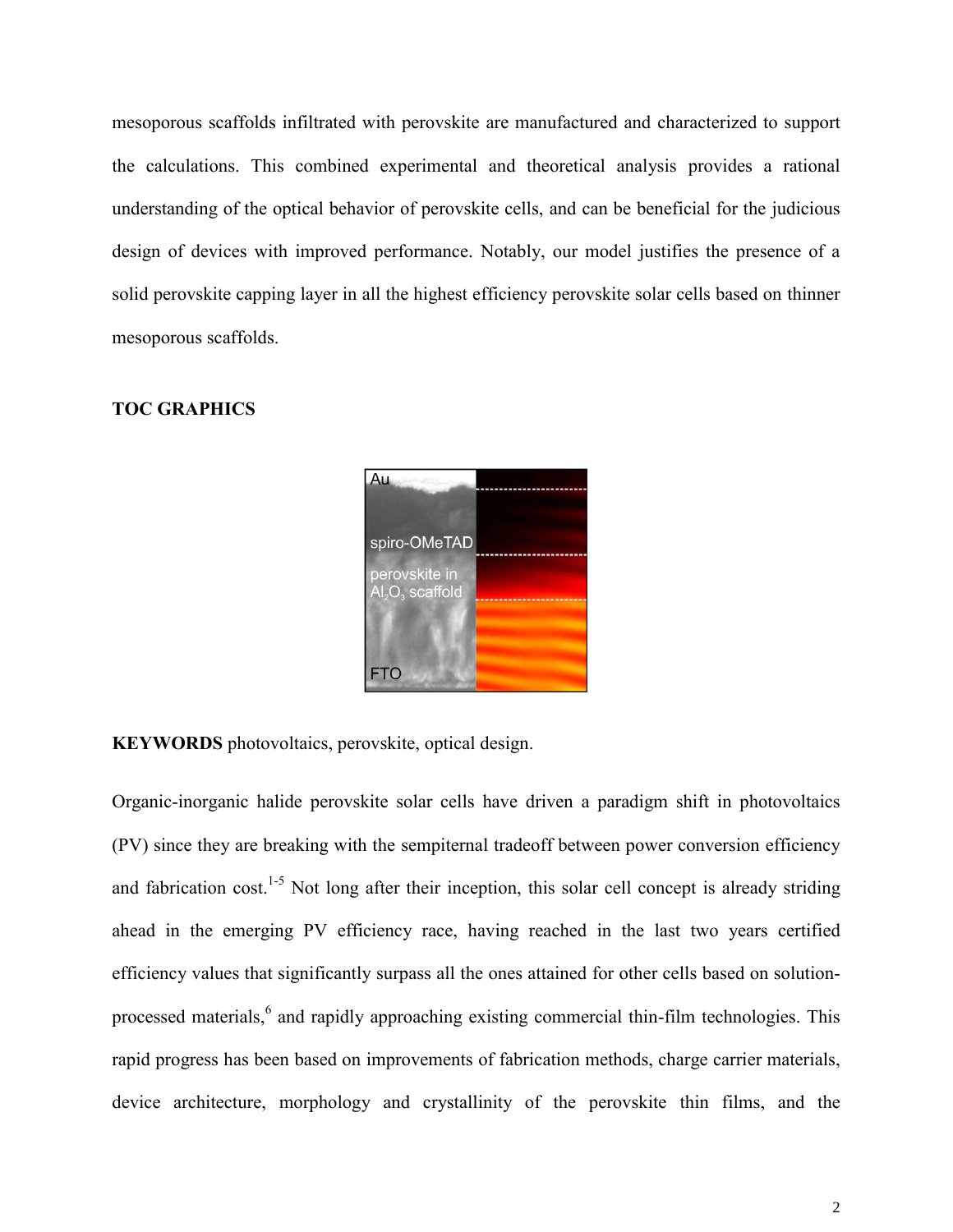mesoporous scaffolds infiltrated with perovskite are manufactured and characterized to support the calculations. This combined experimental and theoretical analysis provides a rational understanding of the optical behavior of perovskite cells, and can be beneficial for the judicious design of devices with improved performance. Notably, our model justifies the presence of a solid perovskite capping layer in all the highest efficiency perovskite solar cells based on thinner mesoporous scaffolds.

**TOC GRAPHICS**

**KEYWORDS** photovoltaics, perovskite, optical design.

Organic-inorganic halide perovskite solar cells have driven a paradigm shift in photovoltaics (PV) since they are breaking with the sempiternal tradeoff between power conversion efficiency and fabrication cost.[1-5] Not long after their inception, this solar cell concept is already striding ahead in the emerging PV efficiency race, having reached in the last two years certified efficiency values that significantly surpass all the ones attained for other cells based on solution-processed materials,[6] and rapidly approaching existing commercial thin-film technologies. This rapid progress has been based on improvements of fabrication methods, charge carrier materials, device architecture, morphology and crystallinity of the perovskite thin films, and the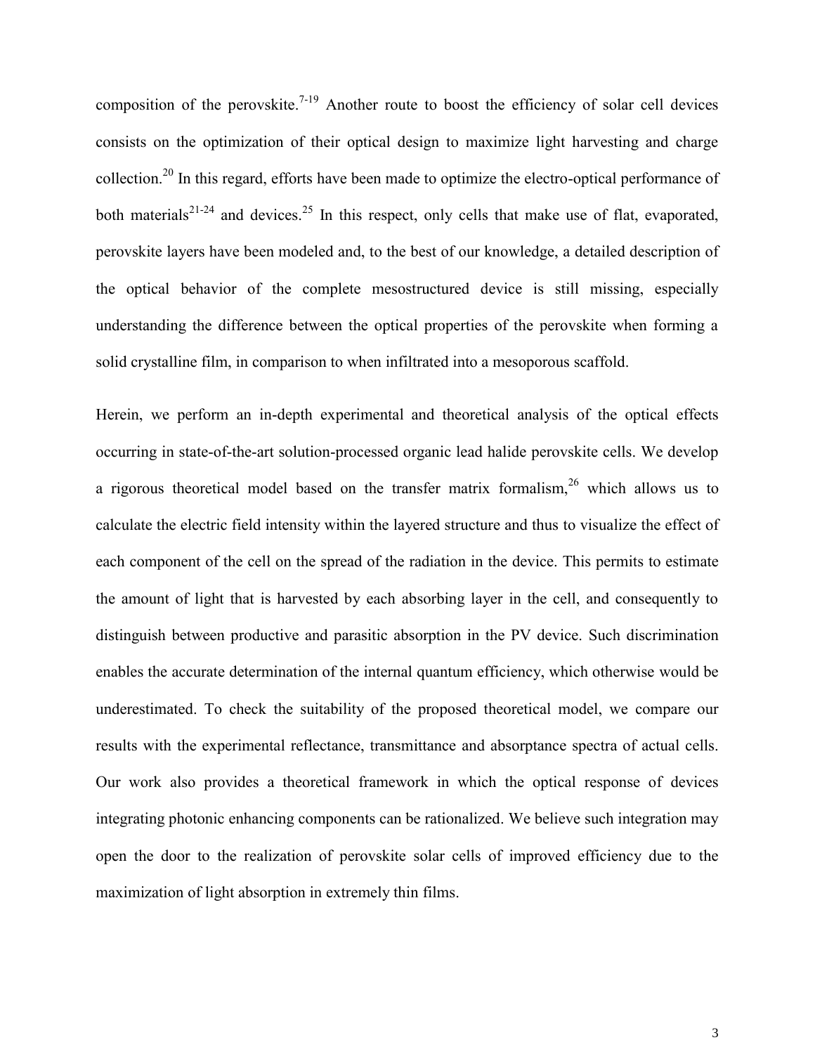composition of the perovskite.[7-19] Another route to boost the efficiency of solar cell devices consists on the optimization of their optical design to maximize light harvesting and charge collection.[20] In this regard, efforts have been made to optimize the electro-optical performance of both materials[21-24] and devices.[25] In this respect, only cells that make use of flat, evaporated, perovskite layers have been modeled and, to the best of our knowledge, a detailed description of the optical behavior of the complete mesostructured device is still missing, especially understanding the difference between the optical properties of the perovskite when forming a solid crystalline film, in comparison to when infiltrated into a mesoporous scaffold.

Herein, we perform an in-depth experimental and theoretical analysis of the optical effects occurring in state-of-the-art solution-processed organic lead halide perovskite cells. We develop a rigorous theoretical model based on the transfer matrix formalism,[26] which allows us to calculate the electric field intensity within the layered structure and thus to visualize the effect of each component of the cell on the spread of the radiation in the device. This permits to estimate the amount of light that is harvested by each absorbing layer in the cell, and consequently to distinguish between productive and parasitic absorption in the PV device. Such discrimination enables the accurate determination of the internal quantum efficiency, which otherwise would be underestimated. To check the suitability of the proposed theoretical model, we compare our results with the experimental reflectance, transmittance and absorptance spectra of actual cells. Our work also provides a theoretical framework in which the optical response of devices integrating photonic enhancing components can be rationalized. We believe such integration may open the door to the realization of perovskite solar cells of improved efficiency due to the maximization of light absorption in extremely thin films.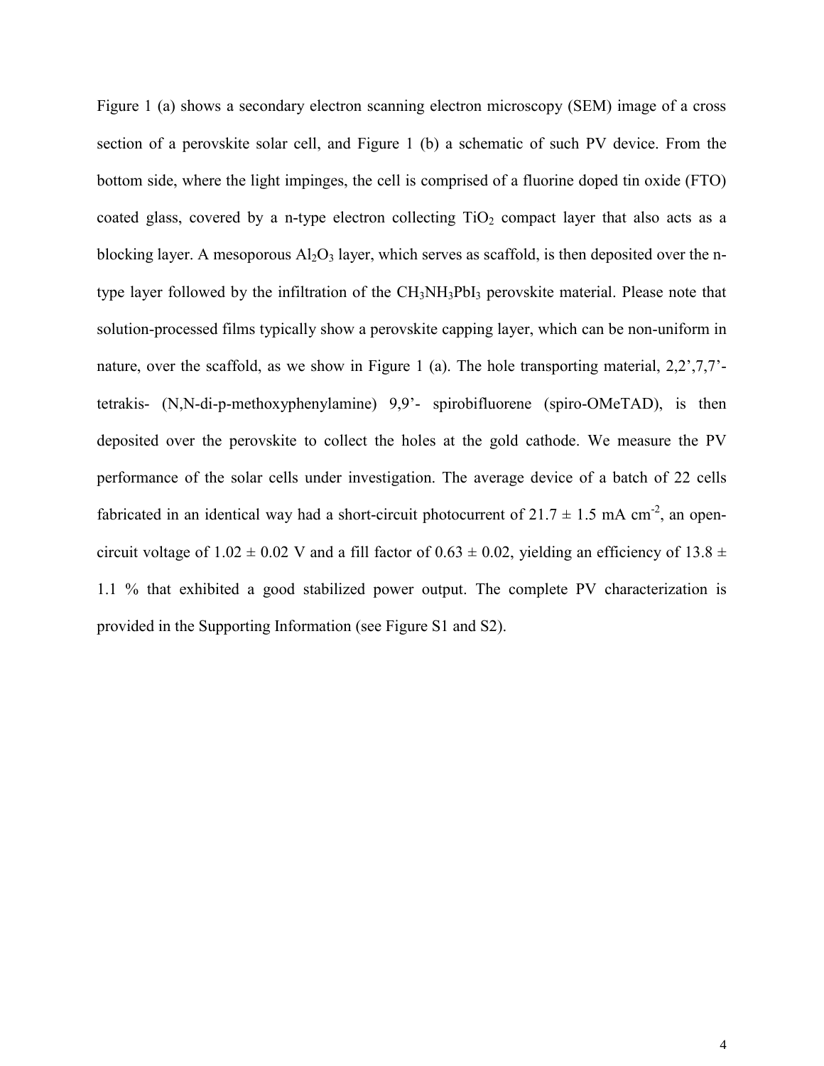Figure 1 (a) shows a secondary electron scanning electron microscopy (SEM) image of a cross section of a perovskite solar cell, and Figure 1 (b) a schematic of such PV device. From the bottom side, where the light impinges, the cell is comprised of a fluorine doped tin oxide (FTO) coated glass, covered by a n-type electron collecting $TiO_2$ compact layer that also acts as a blocking layer. A mesoporous $Al_2O_3$ layer, which serves as scaffold, is then deposited over the n-type layer followed by the infiltration of the $CH_3NH_3PbI_3$ perovskite material. Please note that solution-processed films typically show a perovskite capping layer, which can be non-uniform in nature, over the scaffold, as we show in Figure 1 (a). The hole transporting material, 2,2',7,7'-tetrakis- (N,N-di-p-methoxyphenylamine) 9,9'- spirobifluorene (spiro-OMeTAD), is then deposited over the perovskite to collect the holes at the gold cathode. We measure the PV performance of the solar cells under investigation. The average device of a batch of 22 cells fabricated in an identical way had a short-circuit photocurrent of $21.7 \pm 1.5$ mA cm$^{-2}$, an open-circuit voltage of $1.02 \pm 0.02$ V and a fill factor of $0.63 \pm 0.02$, yielding an efficiency of $13.8 \pm 1.1$ % that exhibited a good stabilized power output. The complete PV characterization is provided in the Supporting Information (see Figure S1 and S2).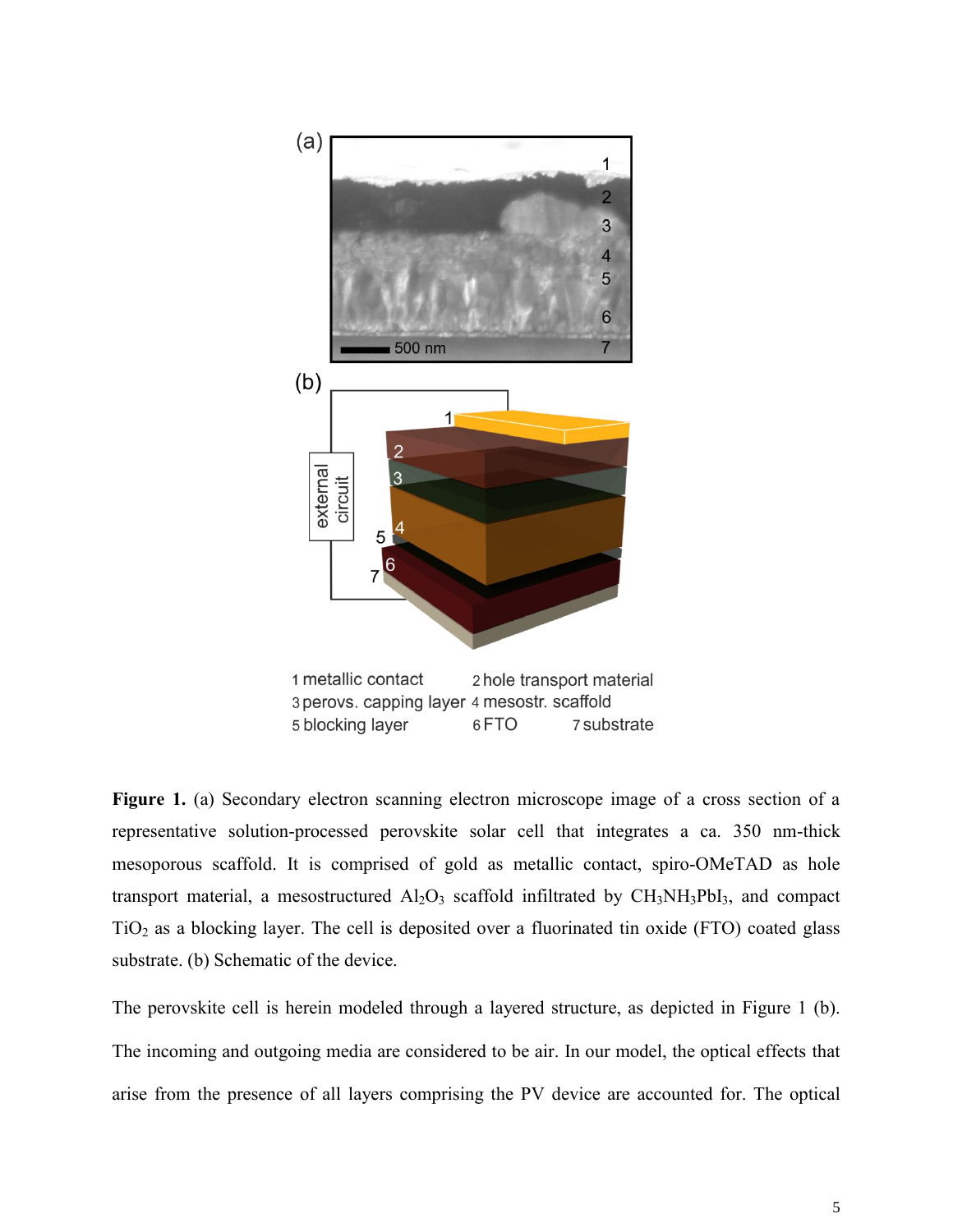**Figure 1.** (a) Secondary electron scanning electron microscope image of a cross section of a representative solution-processed perovskite solar cell that integrates a ca. 350 nm-thick mesoporous scaffold. It is comprised of gold as metallic contact, spiro-OMeTAD as hole transport material, a mesostructured $Al_2O_3$ scaffold infiltrated by $CH_3NH_3PbI_3$, and compact $TiO_2$ as a blocking layer. The cell is deposited over a fluorinated tin oxide (FTO) coated glass substrate. (b) Schematic of the device.

The perovskite cell is herein modeled through a layered structure, as depicted in Figure 1 (b). The incoming and outgoing media are considered to be air. In our model, the optical effects that arise from the presence of all layers comprising the PV device are accounted for. The optical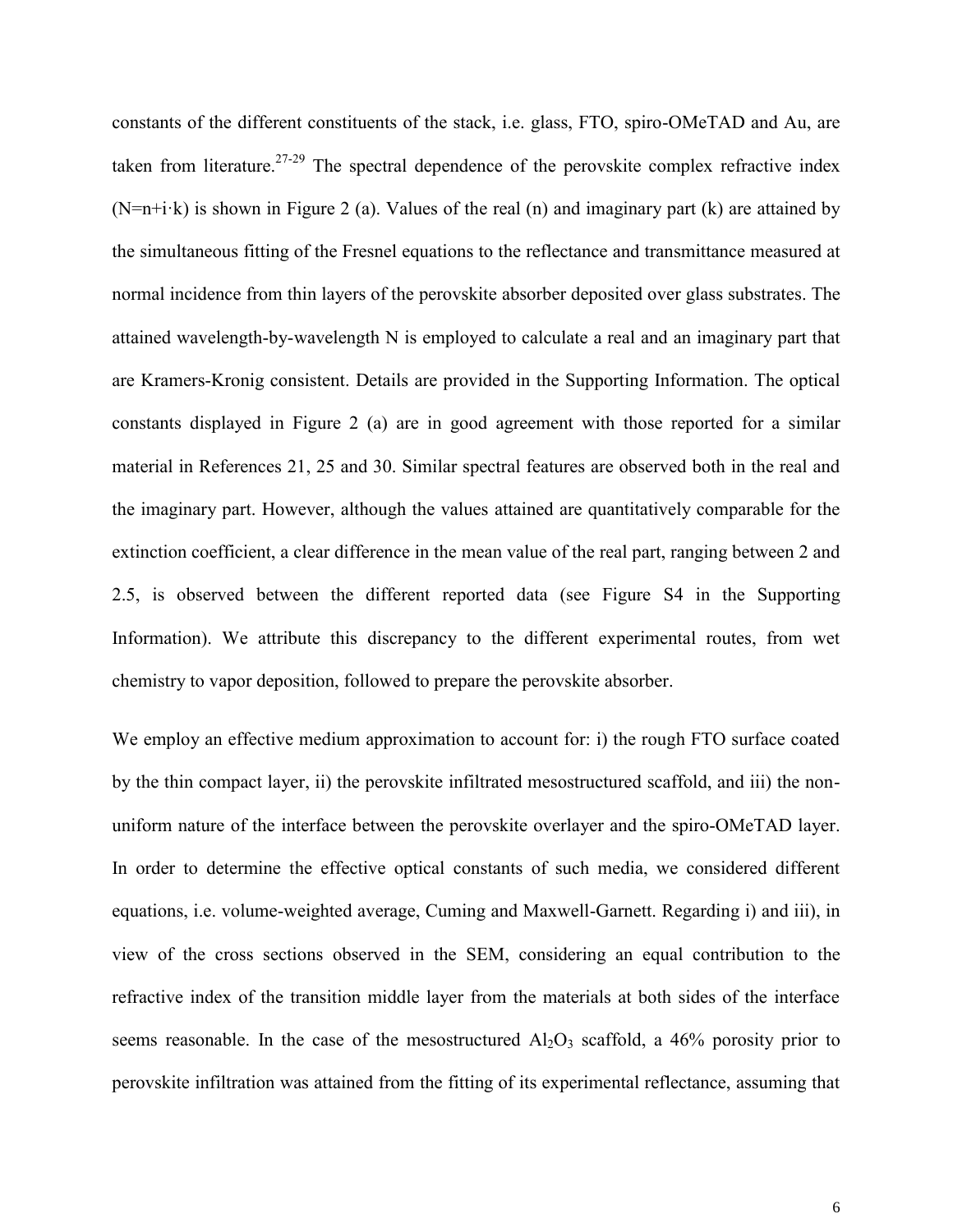constants of the different constituents of the stack, i.e. glass, FTO, spiro-OMeTAD and Au, are taken from literature.[27-29] The spectral dependence of the perovskite complex refractive index (N=n+i·k) is shown in Figure 2 (a). Values of the real (n) and imaginary part (k) are attained by the simultaneous fitting of the Fresnel equations to the reflectance and transmittance measured at normal incidence from thin layers of the perovskite absorber deposited over glass substrates. The attained wavelength-by-wavelength N is employed to calculate a real and an imaginary part that are Kramers-Kronig consistent. Details are provided in the Supporting Information. The optical constants displayed in Figure 2 (a) are in good agreement with those reported for a similar material in References 21, 25 and 30. Similar spectral features are observed both in the real and the imaginary part. However, although the values attained are quantitatively comparable for the extinction coefficient, a clear difference in the mean value of the real part, ranging between 2 and 2.5, is observed between the different reported data (see Figure S4 in the Supporting Information). We attribute this discrepancy to the different experimental routes, from wet chemistry to vapor deposition, followed to prepare the perovskite absorber.

We employ an effective medium approximation to account for: i) the rough FTO surface coated by the thin compact layer, ii) the perovskite infiltrated mesostructured scaffold, and iii) the non-uniform nature of the interface between the perovskite overlayer and the spiro-OMeTAD layer. In order to determine the effective optical constants of such media, we considered different equations, i.e. volume-weighted average, Cuming and Maxwell-Garnett. Regarding i) and iii), in view of the cross sections observed in the SEM, considering an equal contribution to the refractive index of the transition middle layer from the materials at both sides of the interface seems reasonable. In the case of the mesostructured $Al_2O_3$ scaffold, a 46% porosity prior to perovskite infiltration was attained from the fitting of its experimental reflectance, assuming that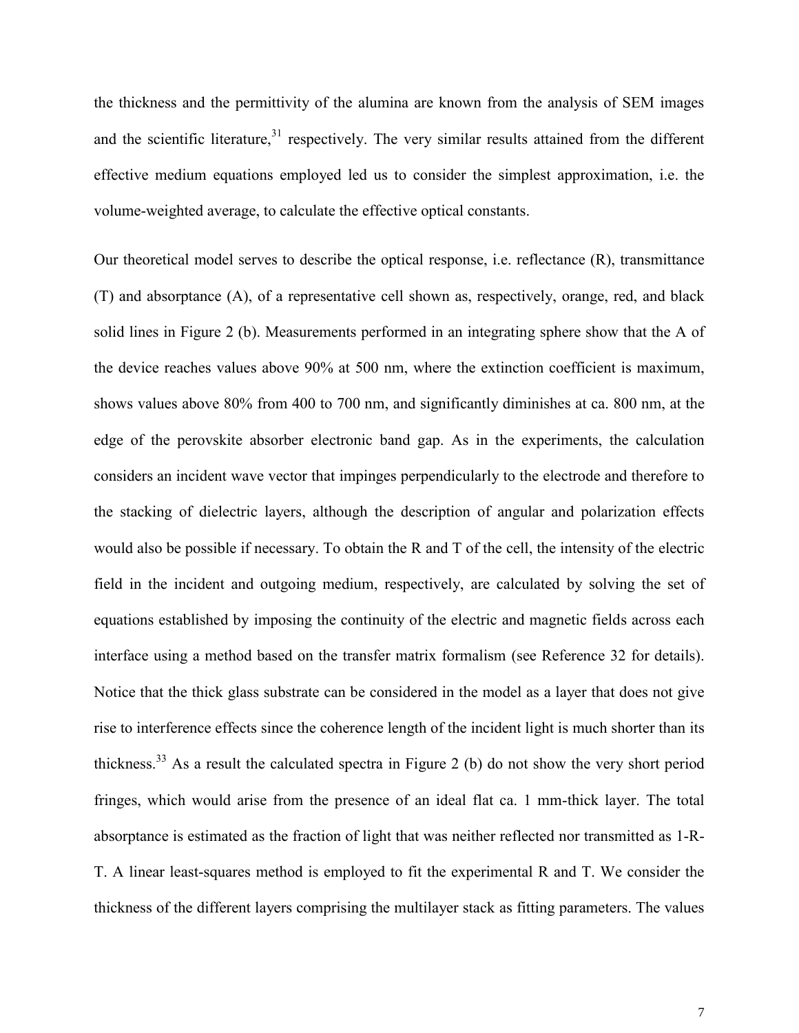the thickness and the permittivity of the alumina are known from the analysis of SEM images and the scientific literature,[31] respectively. The very similar results attained from the different effective medium equations employed led us to consider the simplest approximation, i.e. the volume-weighted average, to calculate the effective optical constants.

Our theoretical model serves to describe the optical response, i.e. reflectance (R), transmittance (T) and absorptance (A), of a representative cell shown as, respectively, orange, red, and black solid lines in Figure 2 (b). Measurements performed in an integrating sphere show that the A of the device reaches values above 90% at 500 nm, where the extinction coefficient is maximum, shows values above 80% from 400 to 700 nm, and significantly diminishes at ca. 800 nm, at the edge of the perovskite absorber electronic band gap. As in the experiments, the calculation considers an incident wave vector that impinges perpendicularly to the electrode and therefore to the stacking of dielectric layers, although the description of angular and polarization effects would also be possible if necessary. To obtain the R and T of the cell, the intensity of the electric field in the incident and outgoing medium, respectively, are calculated by solving the set of equations established by imposing the continuity of the electric and magnetic fields across each interface using a method based on the transfer matrix formalism (see Reference 32 for details). Notice that the thick glass substrate can be considered in the model as a layer that does not give rise to interference effects since the coherence length of the incident light is much shorter than its thickness.[33] As a result the calculated spectra in Figure 2 (b) do not show the very short period fringes, which would arise from the presence of an ideal flat ca. 1 mm-thick layer. The total absorptance is estimated as the fraction of light that was neither reflected nor transmitted as 1-R-T. A linear least-squares method is employed to fit the experimental R and T. We consider the thickness of the different layers comprising the multilayer stack as fitting parameters. The values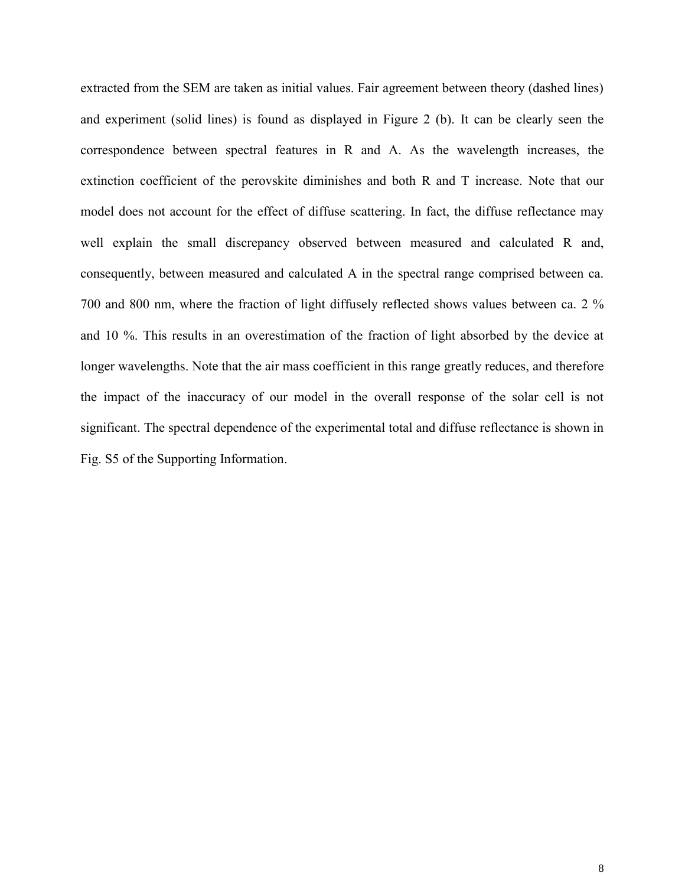extracted from the SEM are taken as initial values. Fair agreement between theory (dashed lines) and experiment (solid lines) is found as displayed in Figure 2 (b). It can be clearly seen the correspondence between spectral features in R and A. As the wavelength increases, the extinction coefficient of the perovskite diminishes and both R and T increase. Note that our model does not account for the effect of diffuse scattering. In fact, the diffuse reflectance may well explain the small discrepancy observed between measured and calculated R and, consequently, between measured and calculated A in the spectral range comprised between ca. 700 and 800 nm, where the fraction of light diffusely reflected shows values between ca. 2 % and 10 %. This results in an overestimation of the fraction of light absorbed by the device at longer wavelengths. Note that the air mass coefficient in this range greatly reduces, and therefore the impact of the inaccuracy of our model in the overall response of the solar cell is not significant. The spectral dependence of the experimental total and diffuse reflectance is shown in Fig. S5 of the Supporting Information.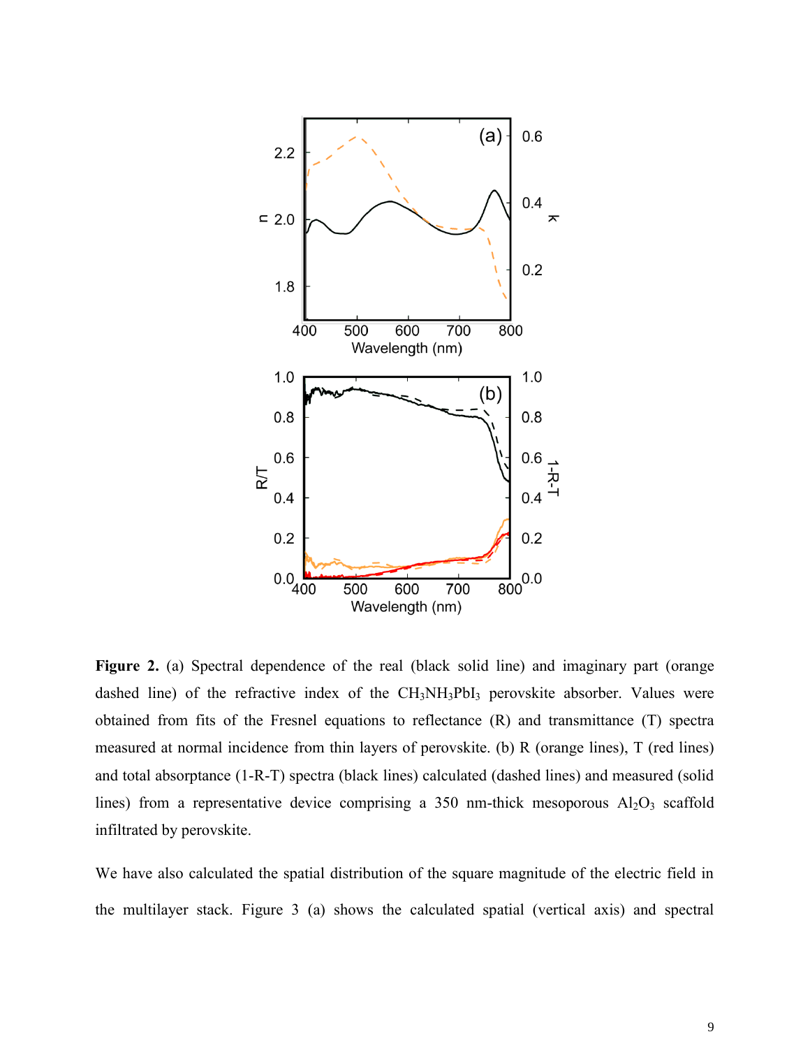**Figure 2.** (a) Spectral dependence of the real (black solid line) and imaginary part (orange dashed line) of the refractive index of the $CH_3NH_3PbI_3$ perovskite absorber. Values were obtained from fits of the Fresnel equations to reflectance (R) and transmittance (T) spectra measured at normal incidence from thin layers of perovskite. (b) R (orange lines), T (red lines) and total absorptance (1-R-T) spectra (black lines) calculated (dashed lines) and measured (solid lines) from a representative device comprising a 350 nm-thick mesoporous $Al_2O_3$ scaffold infiltrated by perovskite.

We have also calculated the spatial distribution of the square magnitude of the electric field in the multilayer stack. Figure 3 (a) shows the calculated spatial (vertical axis) and spectral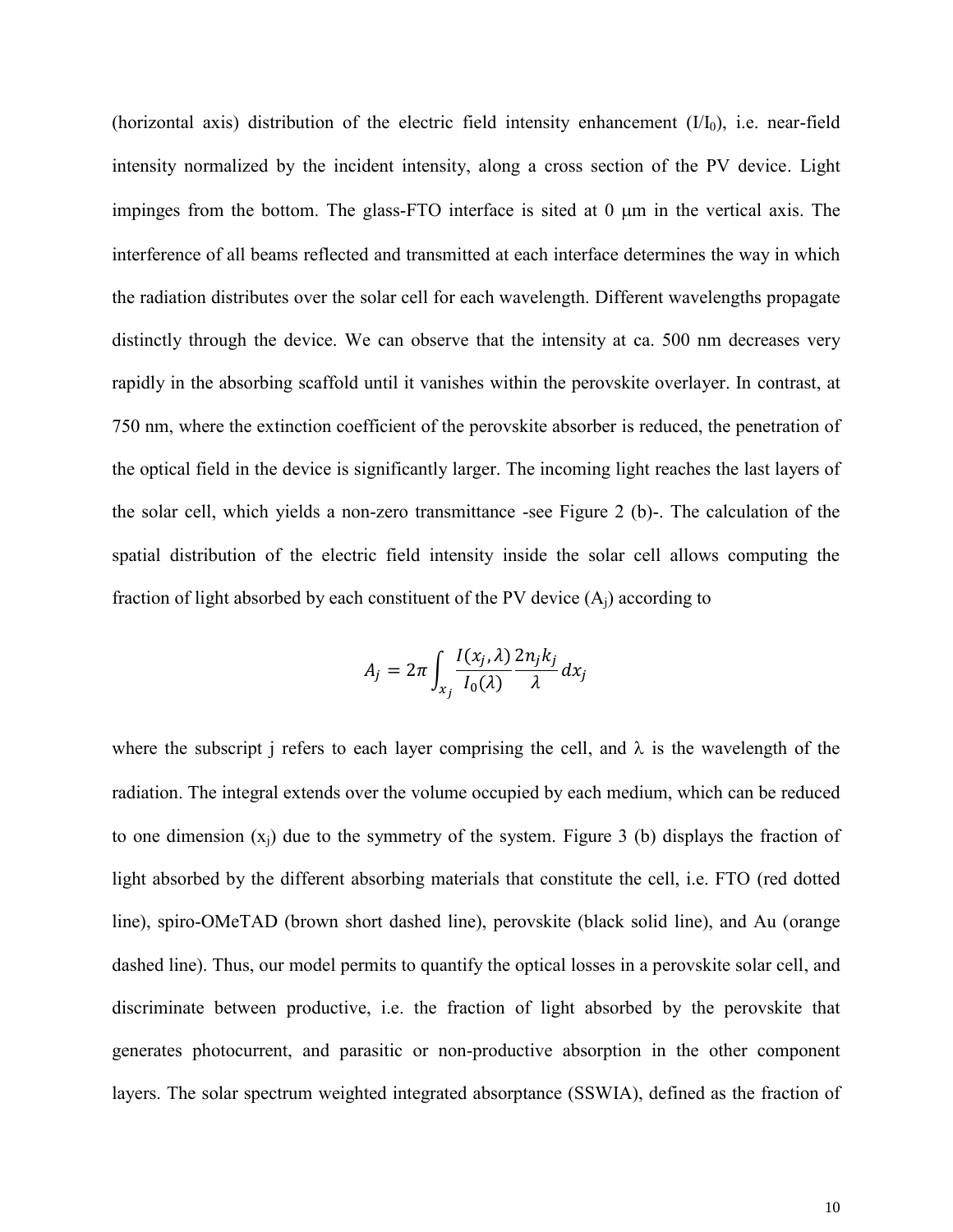(horizontal axis) distribution of the electric field intensity enhancement ($I/I_0$), i.e. near-field intensity normalized by the incident intensity, along a cross section of the PV device. Light impinges from the bottom. The glass-FTO interface is sited at 0 μm in the vertical axis. The interference of all beams reflected and transmitted at each interface determines the way in which the radiation distributes over the solar cell for each wavelength. Different wavelengths propagate distinctly through the device. We can observe that the intensity at ca. 500 nm decreases very rapidly in the absorbing scaffold until it vanishes within the perovskite overlayer. In contrast, at 750 nm, where the extinction coefficient of the perovskite absorber is reduced, the penetration of the optical field in the device is significantly larger. The incoming light reaches the last layers of the solar cell, which yields a non-zero transmittance -see Figure 2 (b)-. The calculation of the spatial distribution of the electric field intensity inside the solar cell allows computing the fraction of light absorbed by each constituent of the PV device ($A_j$) according to

$$A_j = 2\pi \int_{x_j} \frac{I(x_j,\lambda)}{I_0(\lambda)} \frac{2n_j k_j}{\lambda} dx_j$$

where the subscript j refers to each layer comprising the cell, and $\lambda$ is the wavelength of the radiation. The integral extends over the volume occupied by each medium, which can be reduced to one dimension ($x_j$) due to the symmetry of the system. Figure 3 (b) displays the fraction of light absorbed by the different absorbing materials that constitute the cell, i.e. FTO (red dotted line), spiro-OMeTAD (brown short dashed line), perovskite (black solid line), and Au (orange dashed line). Thus, our model permits to quantify the optical losses in a perovskite solar cell, and discriminate between productive, i.e. the fraction of light absorbed by the perovskite that generates photocurrent, and parasitic or non-productive absorption in the other component layers. The solar spectrum weighted integrated absorptance (SSWIA), defined as the fraction of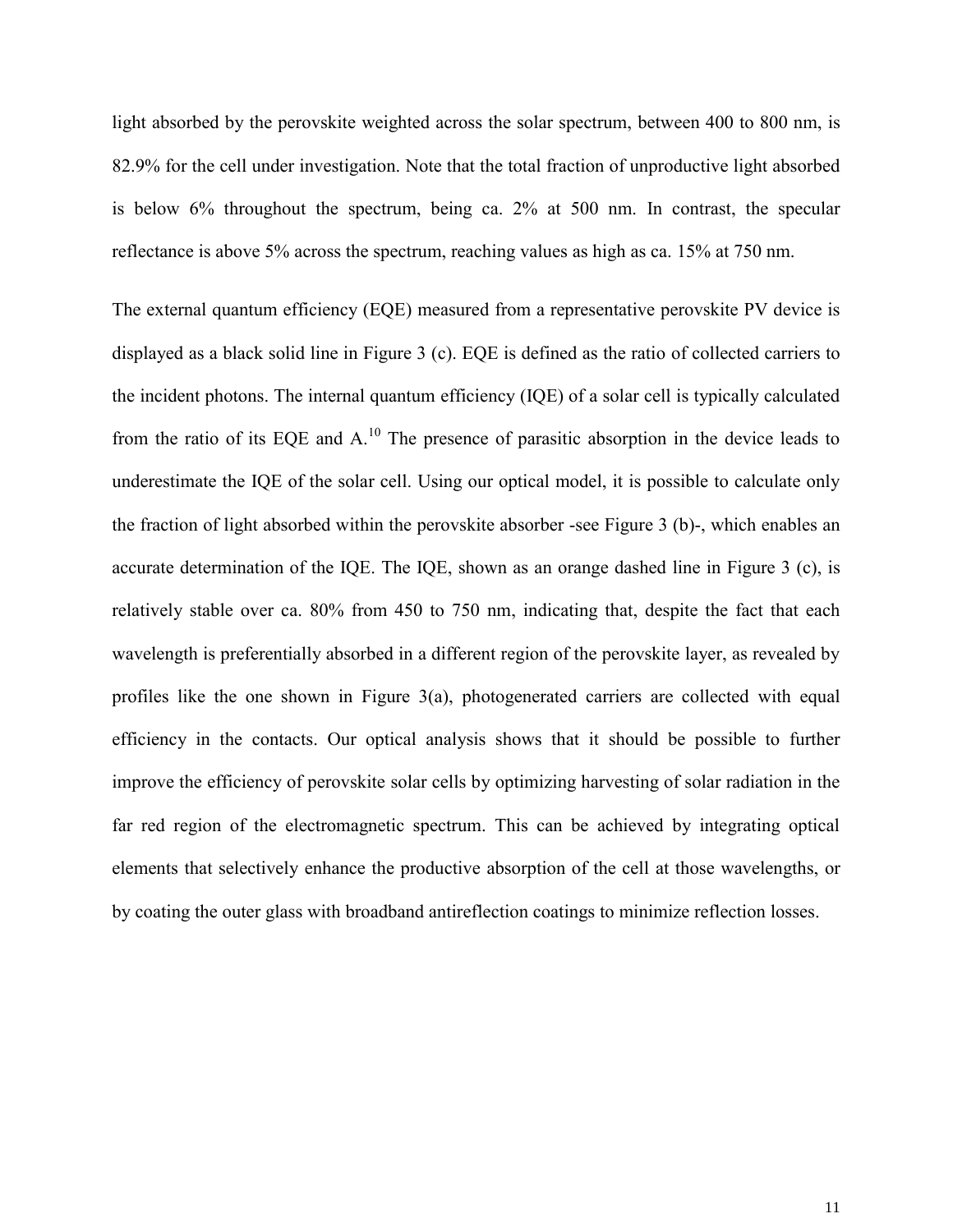light absorbed by the perovskite weighted across the solar spectrum, between 400 to 800 nm, is 82.9% for the cell under investigation. Note that the total fraction of unproductive light absorbed is below 6% throughout the spectrum, being ca. 2% at 500 nm. In contrast, the specular reflectance is above 5% across the spectrum, reaching values as high as ca. 15% at 750 nm.

The external quantum efficiency (EQE) measured from a representative perovskite PV device is displayed as a black solid line in Figure 3 (c). EQE is defined as the ratio of collected carriers to the incident photons. The internal quantum efficiency (IQE) of a solar cell is typically calculated from the ratio of its EQE and A.[10] The presence of parasitic absorption in the device leads to underestimate the IQE of the solar cell. Using our optical model, it is possible to calculate only the fraction of light absorbed within the perovskite absorber -see Figure 3 (b)-, which enables an accurate determination of the IQE. The IQE, shown as an orange dashed line in Figure 3 (c), is relatively stable over ca. 80% from 450 to 750 nm, indicating that, despite the fact that each wavelength is preferentially absorbed in a different region of the perovskite layer, as revealed by profiles like the one shown in Figure 3(a), photogenerated carriers are collected with equal efficiency in the contacts. Our optical analysis shows that it should be possible to further improve the efficiency of perovskite solar cells by optimizing harvesting of solar radiation in the far red region of the electromagnetic spectrum. This can be achieved by integrating optical elements that selectively enhance the productive absorption of the cell at those wavelengths, or by coating the outer glass with broadband antireflection coatings to minimize reflection losses.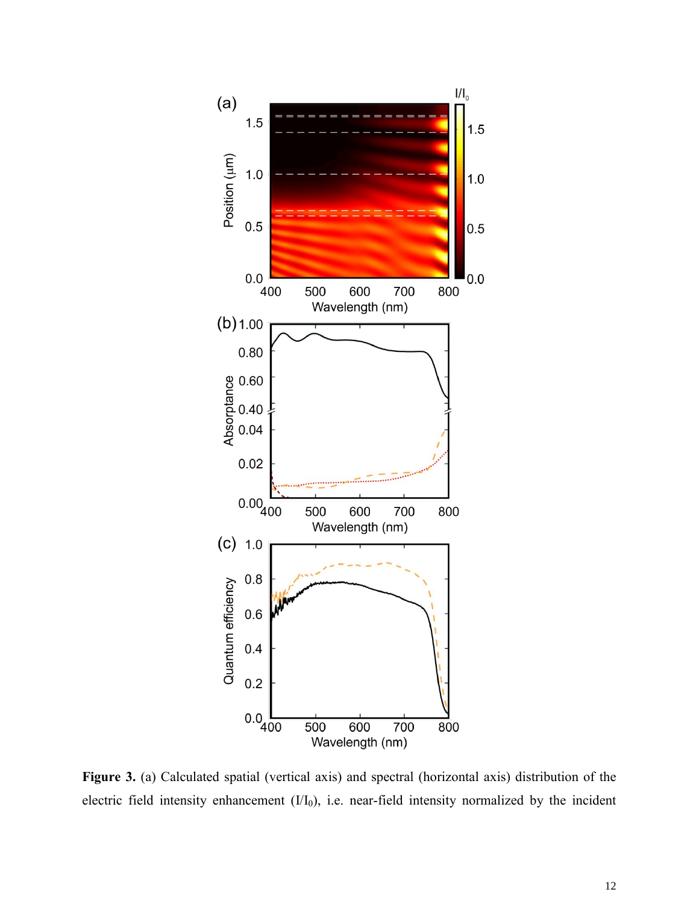**Figure 3.** (a) Calculated spatial (vertical axis) and spectral (horizontal axis) distribution of the electric field intensity enhancement ($I/I_0$), i.e. near-field intensity normalized by the incident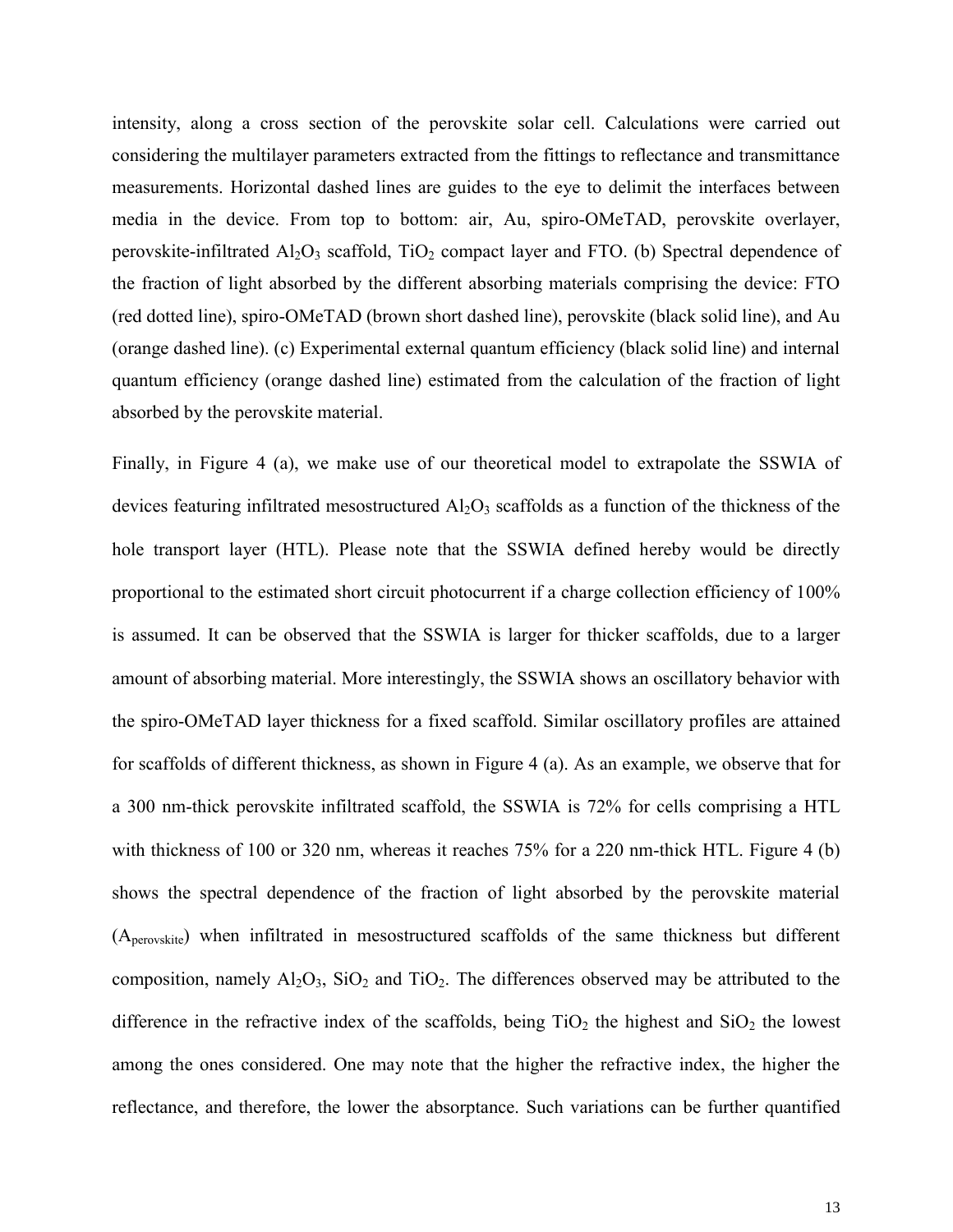intensity, along a cross section of the perovskite solar cell. Calculations were carried out considering the multilayer parameters extracted from the fittings to reflectance and transmittance measurements. Horizontal dashed lines are guides to the eye to delimit the interfaces between media in the device. From top to bottom: air, Au, spiro-OMeTAD, perovskite overlayer, perovskite-infiltrated $Al_2O_3$ scaffold, $TiO_2$ compact layer and FTO. (b) Spectral dependence of the fraction of light absorbed by the different absorbing materials comprising the device: FTO (red dotted line), spiro-OMeTAD (brown short dashed line), perovskite (black solid line), and Au (orange dashed line). (c) Experimental external quantum efficiency (black solid line) and internal quantum efficiency (orange dashed line) estimated from the calculation of the fraction of light absorbed by the perovskite material.

Finally, in Figure 4 (a), we make use of our theoretical model to extrapolate the SSWIA of devices featuring infiltrated mesostructured $Al_2O_3$ scaffolds as a function of the thickness of the hole transport layer (HTL). Please note that the SSWIA defined hereby would be directly proportional to the estimated short circuit photocurrent if a charge collection efficiency of 100% is assumed. It can be observed that the SSWIA is larger for thicker scaffolds, due to a larger amount of absorbing material. More interestingly, the SSWIA shows an oscillatory behavior with the spiro-OMeTAD layer thickness for a fixed scaffold. Similar oscillatory profiles are attained for scaffolds of different thickness, as shown in Figure 4 (a). As an example, we observe that for a 300 nm-thick perovskite infiltrated scaffold, the SSWIA is 72% for cells comprising a HTL with thickness of 100 or 320 nm, whereas it reaches 75% for a 220 nm-thick HTL. Figure 4 (b) shows the spectral dependence of the fraction of light absorbed by the perovskite material ($A_{perovskite}$) when infiltrated in mesostructured scaffolds of the same thickness but different composition, namely $Al_2O_3$, $SiO_2$ and $TiO_2$. The differences observed may be attributed to the difference in the refractive index of the scaffolds, being $TiO_2$ the highest and $SiO_2$ the lowest among the ones considered. One may note that the higher the refractive index, the higher the reflectance, and therefore, the lower the absorptance. Such variations can be further quantified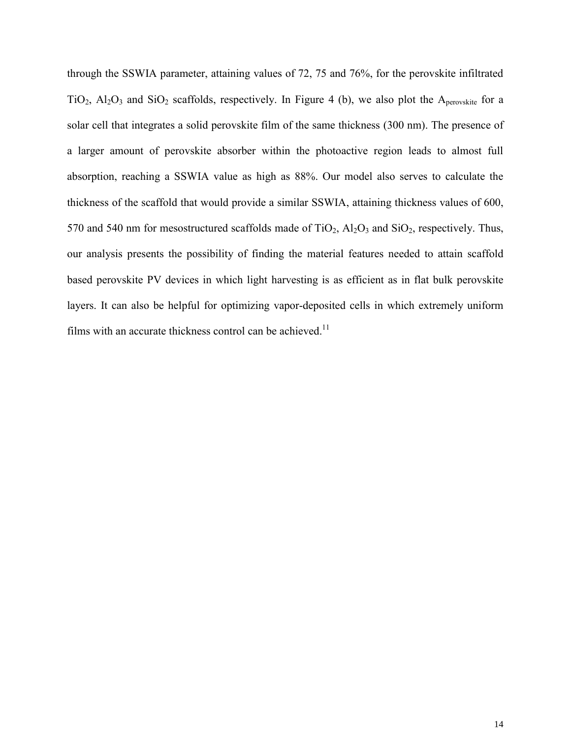through the SSWIA parameter, attaining values of 72, 75 and 76%, for the perovskite infiltrated $TiO_2$, $Al_2O_3$ and $SiO_2$ scaffolds, respectively. In Figure 4 (b), we also plot the $A_{perovskite}$ for a solar cell that integrates a solid perovskite film of the same thickness (300 nm). The presence of a larger amount of perovskite absorber within the photoactive region leads to almost full absorption, reaching a SSWIA value as high as 88%. Our model also serves to calculate the thickness of the scaffold that would provide a similar SSWIA, attaining thickness values of 600, 570 and 540 nm for mesostructured scaffolds made of $TiO_2$, $Al_2O_3$ and $SiO_2$, respectively. Thus, our analysis presents the possibility of finding the material features needed to attain scaffold based perovskite PV devices in which light harvesting is as efficient as in flat bulk perovskite layers. It can also be helpful for optimizing vapor-deposited cells in which extremely uniform films with an accurate thickness control can be achieved.[11]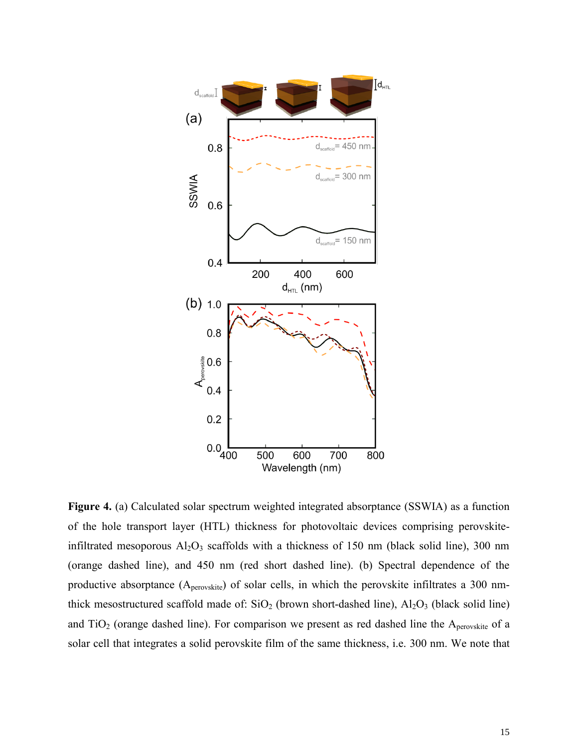**Figure 4.** (a) Calculated solar spectrum weighted integrated absorptance (SSWIA) as a function of the hole transport layer (HTL) thickness for photovoltaic devices comprising perovskite-infiltrated mesoporous $Al_2O_3$ scaffolds with a thickness of 150 nm (black solid line), 300 nm (orange dashed line), and 450 nm (red short dashed line). (b) Spectral dependence of the productive absorptance ($A_{perovskite}$) of solar cells, in which the perovskite infiltrates a 300 nm-thick mesostructured scaffold made of: $SiO_2$ (brown short-dashed line), $Al_2O_3$ (black solid line) and $TiO_2$ (orange dashed line). For comparison we present as red dashed line the $A_{perovskite}$ of a solar cell that integrates a solid perovskite film of the same thickness, i.e. 300 nm. We note that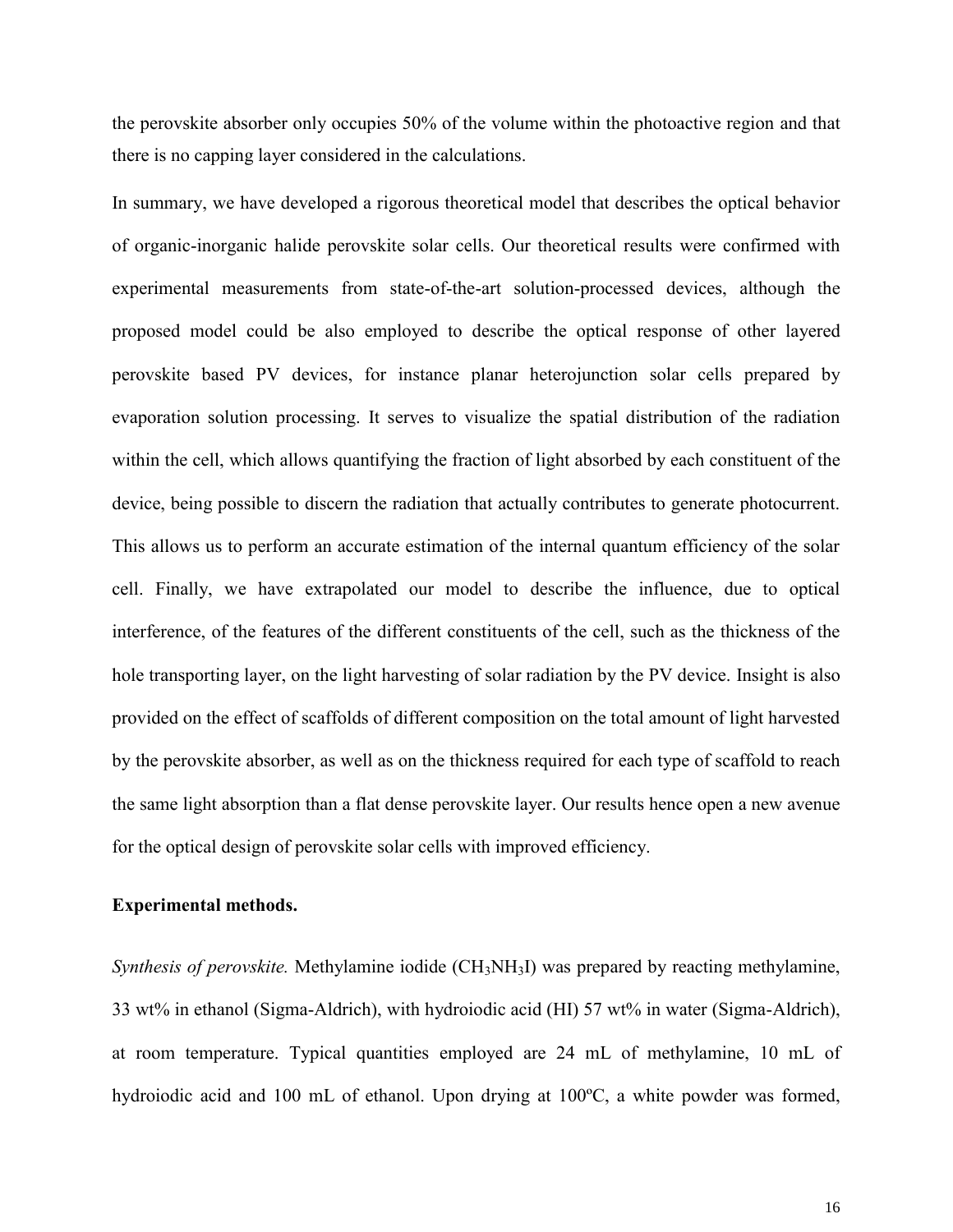the perovskite absorber only occupies 50% of the volume within the photoactive region and that there is no capping layer considered in the calculations.

In summary, we have developed a rigorous theoretical model that describes the optical behavior of organic-inorganic halide perovskite solar cells. Our theoretical results were confirmed with experimental measurements from state-of-the-art solution-processed devices, although the proposed model could be also employed to describe the optical response of other layered perovskite based PV devices, for instance planar heterojunction solar cells prepared by evaporation solution processing. It serves to visualize the spatial distribution of the radiation within the cell, which allows quantifying the fraction of light absorbed by each constituent of the device, being possible to discern the radiation that actually contributes to generate photocurrent. This allows us to perform an accurate estimation of the internal quantum efficiency of the solar cell. Finally, we have extrapolated our model to describe the influence, due to optical interference, of the features of the different constituents of the cell, such as the thickness of the hole transporting layer, on the light harvesting of solar radiation by the PV device. Insight is also provided on the effect of scaffolds of different composition on the total amount of light harvested by the perovskite absorber, as well as on the thickness required for each type of scaffold to reach the same light absorption than a flat dense perovskite layer. Our results hence open a new avenue for the optical design of perovskite solar cells with improved efficiency.

**Experimental methods.**

*Synthesis of perovskite.* Methylamine iodide ($CH_3NH_3I$) was prepared by reacting methylamine, 33 wt% in ethanol (Sigma-Aldrich), with hydroiodic acid (HI) 57 wt% in water (Sigma-Aldrich), at room temperature. Typical quantities employed are 24 mL of methylamine, 10 mL of hydroiodic acid and 100 mL of ethanol. Upon drying at 100ºC, a white powder was formed,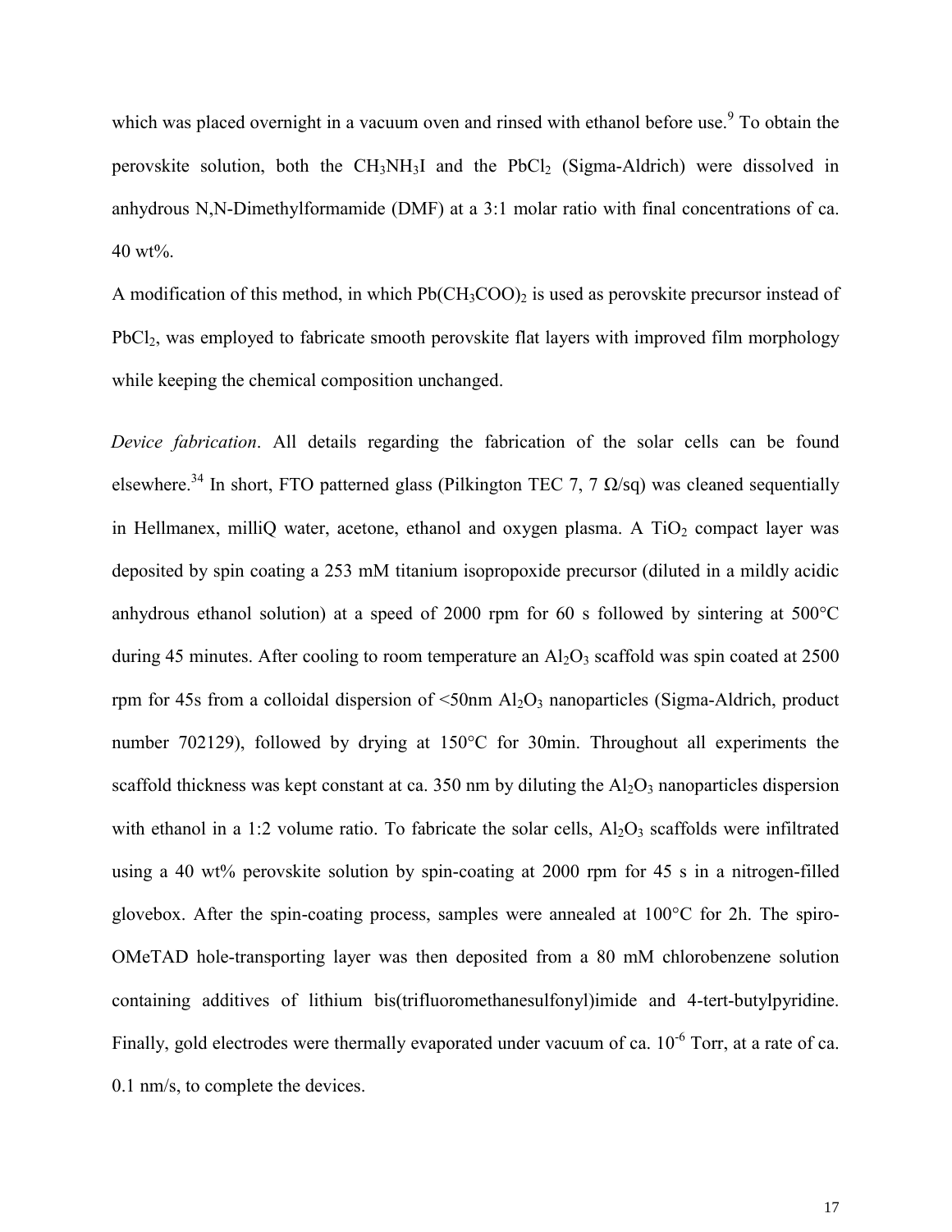which was placed overnight in a vacuum oven and rinsed with ethanol before use.[9] To obtain the perovskite solution, both the $CH_3NH_3I$ and the $PbCl_2$ (Sigma-Aldrich) were dissolved in anhydrous N,N-Dimethylformamide (DMF) at a 3:1 molar ratio with final concentrations of ca. 40 wt%.

A modification of this method, in which $Pb(CH_3COO)_2$ is used as perovskite precursor instead of $PbCl_2$, was employed to fabricate smooth perovskite flat layers with improved film morphology while keeping the chemical composition unchanged.

*Device fabrication*. All details regarding the fabrication of the solar cells can be found elsewhere.[34] In short, FTO patterned glass (Pilkington TEC 7, 7 Ω/sq) was cleaned sequentially in Hellmanex, milliQ water, acetone, ethanol and oxygen plasma. A $TiO_2$ compact layer was deposited by spin coating a 253 mM titanium isopropoxide precursor (diluted in a mildly acidic anhydrous ethanol solution) at a speed of 2000 rpm for 60 s followed by sintering at 500°C during 45 minutes. After cooling to room temperature an $Al_2O_3$ scaffold was spin coated at 2500 rpm for 45s from a colloidal dispersion of <50nm $Al_2O_3$ nanoparticles (Sigma-Aldrich, product number 702129), followed by drying at 150°C for 30min. Throughout all experiments the scaffold thickness was kept constant at ca. 350 nm by diluting the $Al_2O_3$ nanoparticles dispersion with ethanol in a 1:2 volume ratio. To fabricate the solar cells, $Al_2O_3$ scaffolds were infiltrated using a 40 wt% perovskite solution by spin-coating at 2000 rpm for 45 s in a nitrogen-filled glovebox. After the spin-coating process, samples were annealed at 100°C for 2h. The spiro-OMeTAD hole-transporting layer was then deposited from a 80 mM chlorobenzene solution containing additives of lithium bis(trifluoromethanesulfonyl)imide and 4-tert-butylpyridine. Finally, gold electrodes were thermally evaporated under vacuum of ca. $10^{-6}$ Torr, at a rate of ca. 0.1 nm/s, to complete the devices.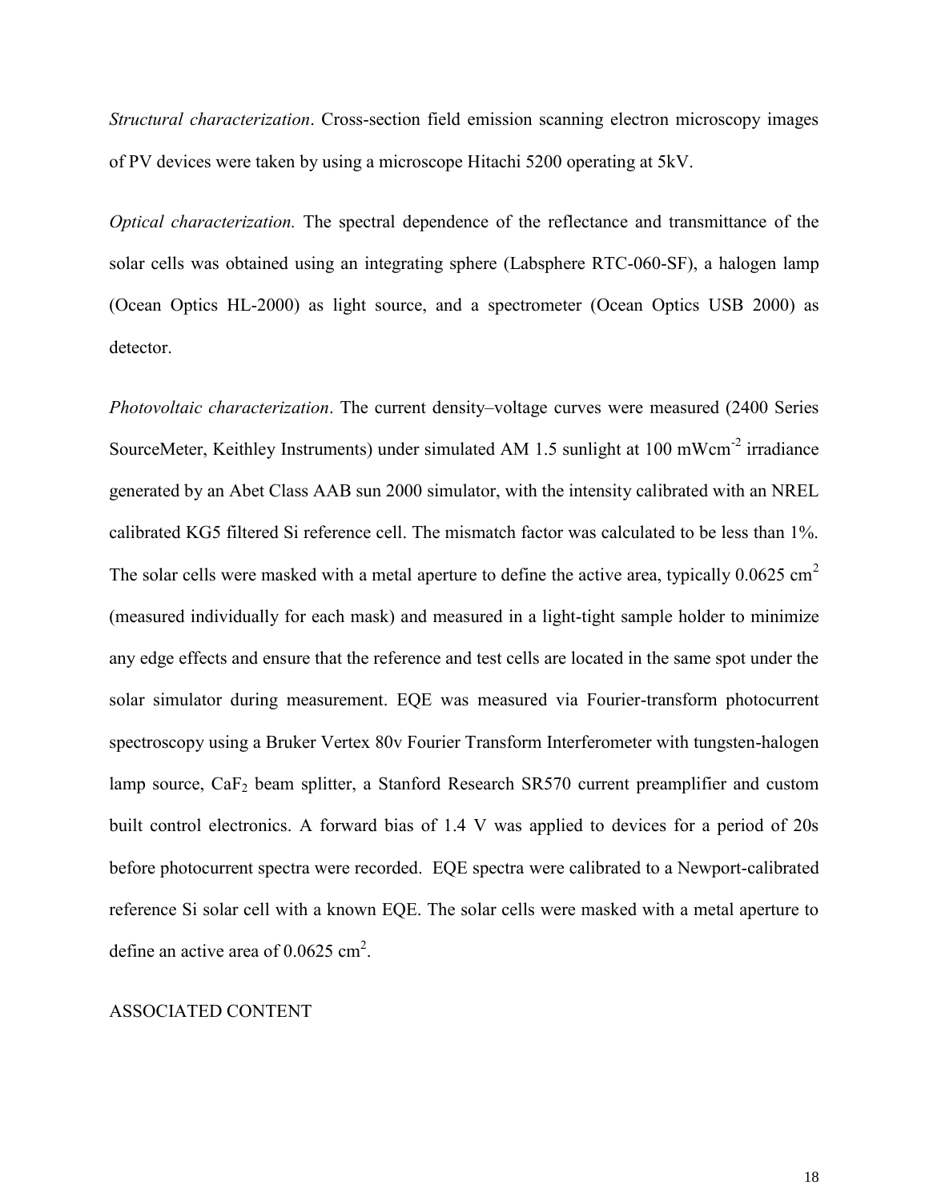*Structural characterization*. Cross-section field emission scanning electron microscopy images of PV devices were taken by using a microscope Hitachi 5200 operating at 5kV.

*Optical characterization.* The spectral dependence of the reflectance and transmittance of the solar cells was obtained using an integrating sphere (Labsphere RTC-060-SF), a halogen lamp (Ocean Optics HL-2000) as light source, and a spectrometer (Ocean Optics USB 2000) as detector.

*Photovoltaic characterization*. The current density–voltage curves were measured (2400 Series SourceMeter, Keithley Instruments) under simulated AM 1.5 sunlight at 100 mWcm$^{-2}$ irradiance generated by an Abet Class AAB sun 2000 simulator, with the intensity calibrated with an NREL calibrated KG5 filtered Si reference cell. The mismatch factor was calculated to be less than 1%. The solar cells were masked with a metal aperture to define the active area, typically 0.0625 cm$^2$ (measured individually for each mask) and measured in a light-tight sample holder to minimize any edge effects and ensure that the reference and test cells are located in the same spot under the solar simulator during measurement. EQE was measured via Fourier-transform photocurrent spectroscopy using a Bruker Vertex 80v Fourier Transform Interferometer with tungsten-halogen lamp source, $CaF_2$ beam splitter, a Stanford Research SR570 current preamplifier and custom built control electronics. A forward bias of 1.4 V was applied to devices for a period of 20s before photocurrent spectra were recorded. EQE spectra were calibrated to a Newport-calibrated reference Si solar cell with a known EQE. The solar cells were masked with a metal aperture to define an active area of 0.0625 cm$^2$.

ASSOCIATED CONTENT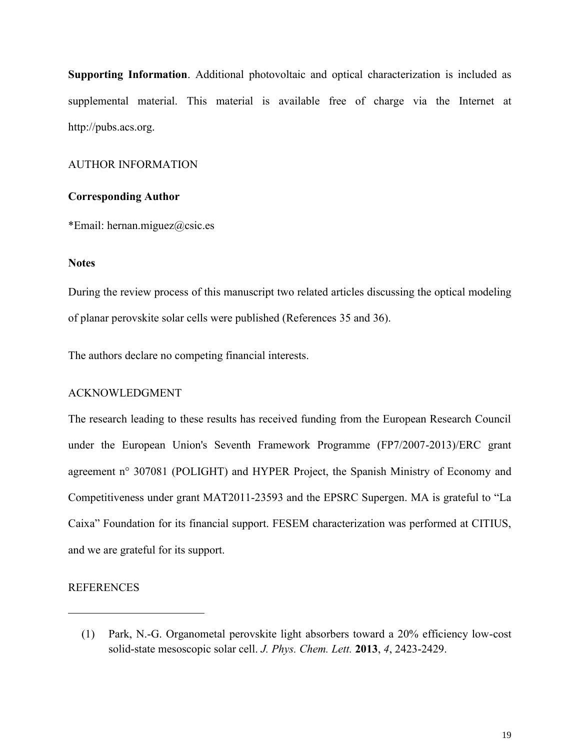**Supporting Information**. Additional photovoltaic and optical characterization is included as supplemental material. This material is available free of charge via the Internet at http://pubs.acs.org.

## AUTHOR INFORMATION

**Corresponding Author**

*Email: hernan.miguez@csic.es

**Notes**

During the review process of this manuscript two related articles discussing the optical modeling of planar perovskite solar cells were published (References 35 and 36).

The authors declare no competing financial interests.

## ACKNOWLEDGMENT

The research leading to these results has received funding from the European Research Council under the European Union's Seventh Framework Programme (FP7/2007-2013)/ERC grant agreement n° 307081 (POLIGHT) and HYPER Project, the Spanish Ministry of Economy and Competitiveness under grant MAT2011-23593 and the EPSRC Supergen. MA is grateful to "La Caixa" Foundation for its financial support. FESEM characterization was performed at CITIUS, and we are grateful for its support.

## REFERENCES

(1) Park, N.-G. Organometal perovskite light absorbers toward a 20% efficiency low-cost solid-state mesoscopic solar cell. *J. Phys. Chem. Lett.* **2013**, *4*, 2423-2429.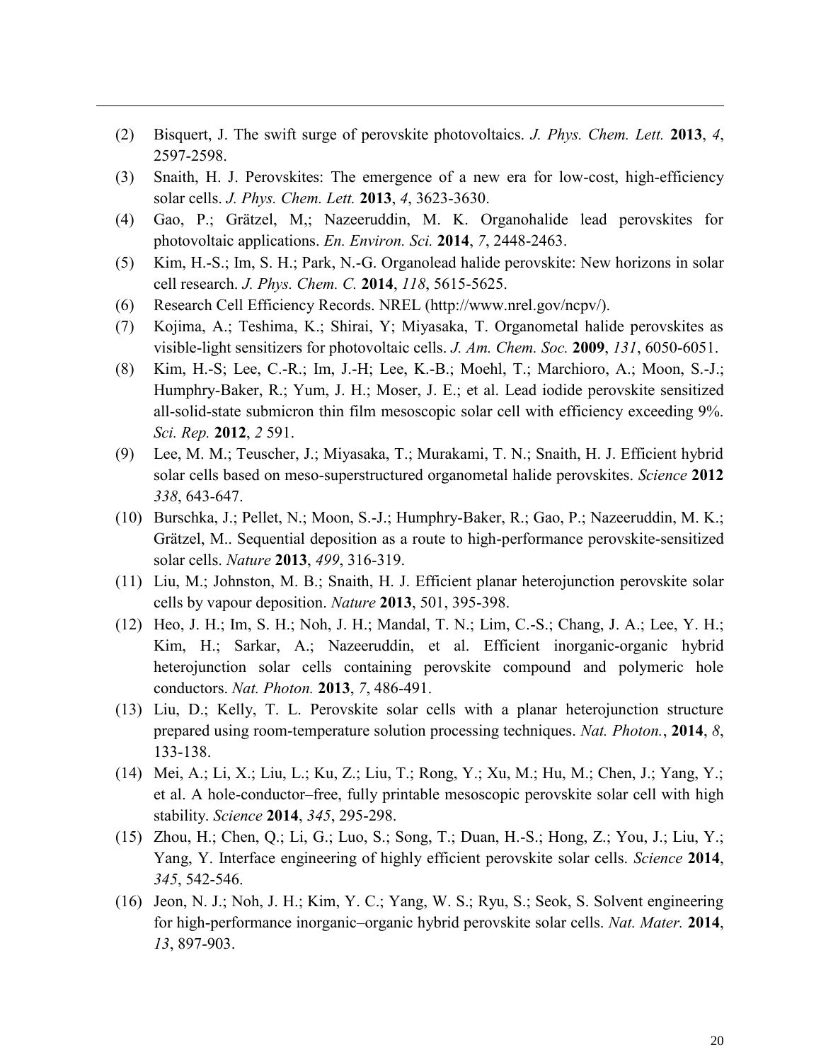(2) Bisquert, J. The swift surge of perovskite photovoltaics. *J. Phys. Chem. Lett.* **2013**, *4*, 2597-2598.

(3) Snaith, H. J. Perovskites: The emergence of a new era for low-cost, high-efficiency solar cells. *J. Phys. Chem. Lett.* **2013**, *4*, 3623-3630.

(4) Gao, P.; Grätzel, M,; Nazeeruddin, M. K. Organohalide lead perovskites for photovoltaic applications. *En. Environ. Sci.* **2014**, *7*, 2448-2463.

(5) Kim, H.-S.; Im, S. H.; Park, N.-G. Organolead halide perovskite: New horizons in solar cell research. *J. Phys. Chem. C.* **2014**, *118*, 5615-5625.

(6) Research Cell Efficiency Records. NREL (http://www.nrel.gov/ncpv/).

(7) Kojima, A.; Teshima, K.; Shirai, Y; Miyasaka, T. Organometal halide perovskites as visible-light sensitizers for photovoltaic cells. *J. Am. Chem. Soc.* **2009**, *131*, 6050-6051.

(8) Kim, H.-S; Lee, C.-R.; Im, J.-H; Lee, K.-B.; Moehl, T.; Marchioro, A.; Moon, S.-J.; Humphry-Baker, R.; Yum, J. H.; Moser, J. E.; et al. Lead iodide perovskite sensitized all-solid-state submicron thin film mesoscopic solar cell with efficiency exceeding 9%. *Sci. Rep.* **2012**, *2* 591.

(9) Lee, M. M.; Teuscher, J.; Miyasaka, T.; Murakami, T. N.; Snaith, H. J. Efficient hybrid solar cells based on meso-superstructured organometal halide perovskites. *Science* **2012** *338*, 643-647.

(10) Burschka, J.; Pellet, N.; Moon, S.-J.; Humphry-Baker, R.; Gao, P.; Nazeeruddin, M. K.; Grätzel, M.. Sequential deposition as a route to high-performance perovskite-sensitized solar cells. *Nature* **2013**, *499*, 316-319.

(11) Liu, M.; Johnston, M. B.; Snaith, H. J. Efficient planar heterojunction perovskite solar cells by vapour deposition. *Nature* **2013**, 501, 395-398.

(12) Heo, J. H.; Im, S. H.; Noh, J. H.; Mandal, T. N.; Lim, C.-S.; Chang, J. A.; Lee, Y. H.; Kim, H.; Sarkar, A.; Nazeeruddin, et al. Efficient inorganic-organic hybrid heterojunction solar cells containing perovskite compound and polymeric hole conductors. *Nat. Photon.* **2013**, *7*, 486-491.

(13) Liu, D.; Kelly, T. L. Perovskite solar cells with a planar heterojunction structure prepared using room-temperature solution processing techniques. *Nat. Photon.*, **2014**, *8*, 133-138.

(14) Mei, A.; Li, X.; Liu, L.; Ku, Z.; Liu, T.; Rong, Y.; Xu, M.; Hu, M.; Chen, J.; Yang, Y.; et al. A hole-conductor–free, fully printable mesoscopic perovskite solar cell with high stability. *Science* **2014**, *345*, 295-298.

(15) Zhou, H.; Chen, Q.; Li, G.; Luo, S.; Song, T.; Duan, H.-S.; Hong, Z.; You, J.; Liu, Y.; Yang, Y. Interface engineering of highly efficient perovskite solar cells. *Science* **2014**, *345*, 542-546.

(16) Jeon, N. J.; Noh, J. H.; Kim, Y. C.; Yang, W. S.; Ryu, S.; Seok, S. Solvent engineering for high-performance inorganic–organic hybrid perovskite solar cells. *Nat. Mater.* **2014**, *13*, 897-903.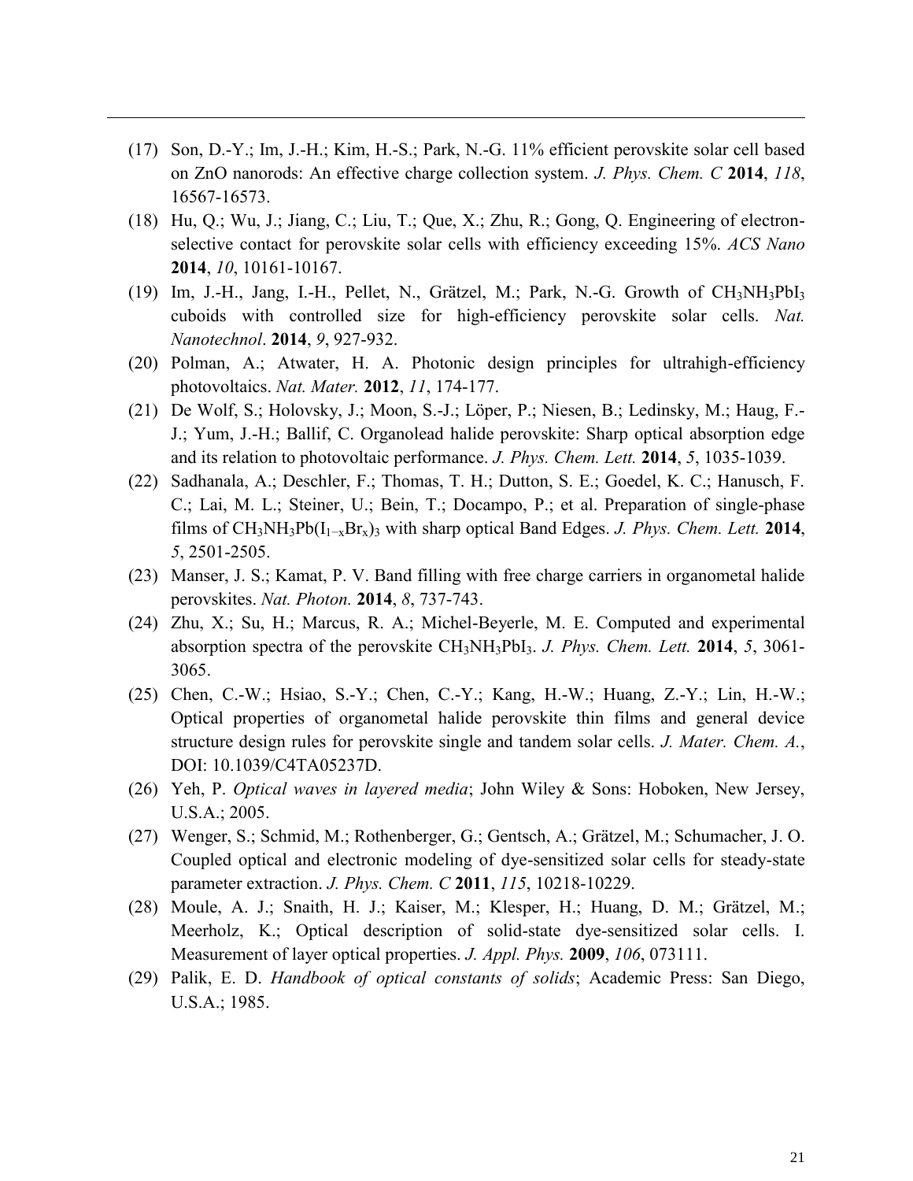(17) Son, D.-Y.; Im, J.-H.; Kim, H.-S.; Park, N.-G. 11% efficient perovskite solar cell based on ZnO nanorods: An effective charge collection system. *J. Phys. Chem. C* **2014**, *118*, 16567-16573.

(18) Hu, Q.; Wu, J.; Jiang, C.; Liu, T.; Que, X.; Zhu, R.; Gong, Q. Engineering of electron-selective contact for perovskite solar cells with efficiency exceeding 15%. *ACS Nano* **2014**, *10*, 10161-10167.

(19) Im, J.-H., Jang, I.-H., Pellet, N., Grätzel, M.; Park, N.-G. Growth of $CH_3NH_3PbI_3$ cuboids with controlled size for high-efficiency perovskite solar cells. *Nat. Nanotechnol*. **2014**, *9*, 927-932.

(20) Polman, A.; Atwater, H. A. Photonic design principles for ultrahigh-efficiency photovoltaics. *Nat. Mater.* **2012**, *11*, 174-177.

(21) De Wolf, S.; Holovsky, J.; Moon, S.-J.; Löper, P.; Niesen, B.; Ledinsky, M.; Haug, F.-J.; Yum, J.-H.; Ballif, C. Organolead halide perovskite: Sharp optical absorption edge and its relation to photovoltaic performance. *J. Phys. Chem. Lett.* **2014**, *5*, 1035-1039.

(22) Sadhanala, A.; Deschler, F.; Thomas, T. H.; Dutton, S. E.; Goedel, K. C.; Hanusch, F. C.; Lai, M. L.; Steiner, U.; Bein, T.; Docampo, P.; et al. Preparation of single-phase films of $CH_3NH_3Pb(I_{1-x}Br_x)_3$ with sharp optical Band Edges. *J. Phys. Chem. Lett.* **2014**, *5*, 2501-2505.

(23) Manser, J. S.; Kamat, P. V. Band filling with free charge carriers in organometal halide perovskites. *Nat. Photon.* **2014**, *8*, 737-743.

(24) Zhu, X.; Su, H.; Marcus, R. A.; Michel-Beyerle, M. E. Computed and experimental absorption spectra of the perovskite $CH_3NH_3PbI_3$. *J. Phys. Chem. Lett.* **2014**, *5*, 3061-3065.

(25) Chen, C.-W.; Hsiao, S.-Y.; Chen, C.-Y.; Kang, H.-W.; Huang, Z.-Y.; Lin, H.-W.; Optical properties of organometal halide perovskite thin films and general device structure design rules for perovskite single and tandem solar cells. *J. Mater. Chem. A.*, DOI: 10.1039/C4TA05237D.

(26) Yeh, P. *Optical waves in layered media*; John Wiley & Sons: Hoboken, New Jersey, U.S.A.; 2005.

(27) Wenger, S.; Schmid, M.; Rothenberger, G.; Gentsch, A.; Grätzel, M.; Schumacher, J. O. Coupled optical and electronic modeling of dye-sensitized solar cells for steady-state parameter extraction. *J. Phys. Chem. C* **2011**, *115*, 10218-10229.

(28) Moule, A. J.; Snaith, H. J.; Kaiser, M.; Klesper, H.; Huang, D. M.; Grätzel, M.; Meerholz, K.; Optical description of solid-state dye-sensitized solar cells. I. Measurement of layer optical properties. *J. Appl. Phys.* **2009**, *106*, 073111.

(29) Palik, E. D. *Handbook of optical constants of solids*; Academic Press: San Diego, U.S.A.; 1985.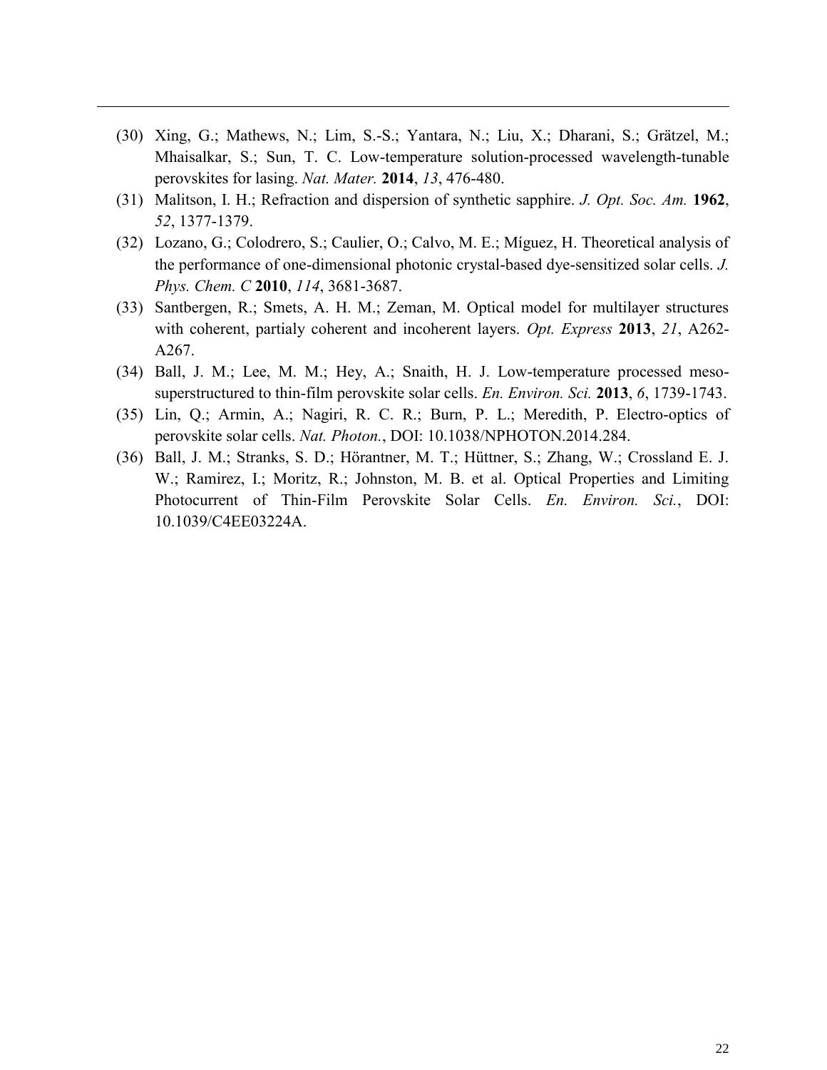(30) Xing, G.; Mathews, N.; Lim, S.-S.; Yantara, N.; Liu, X.; Dharani, S.; Grätzel, M.; Mhaisalkar, S.; Sun, T. C. Low-temperature solution-processed wavelength-tunable perovskites for lasing. *Nat. Mater.* **2014**, *13*, 476-480.

(31) Malitson, I. H.; Refraction and dispersion of synthetic sapphire. *J. Opt. Soc. Am.* **1962**, *52*, 1377-1379.

(32) Lozano, G.; Colodrero, S.; Caulier, O.; Calvo, M. E.; Míguez, H. Theoretical analysis of the performance of one-dimensional photonic crystal-based dye-sensitized solar cells. *J. Phys. Chem. C* **2010**, *114*, 3681-3687.

(33) Santbergen, R.; Smets, A. H. M.; Zeman, M. Optical model for multilayer structures with coherent, partialy coherent and incoherent layers. *Opt. Express* **2013**, *21*, A262-A267.

(34) Ball, J. M.; Lee, M. M.; Hey, A.; Snaith, H. J. Low-temperature processed meso-superstructured to thin-film perovskite solar cells. *En. Environ. Sci.* **2013**, *6*, 1739-1743.

(35) Lin, Q.; Armin, A.; Nagiri, R. C. R.; Burn, P. L.; Meredith, P. Electro-optics of perovskite solar cells. *Nat. Photon.*, DOI: 10.1038/NPHOTON.2014.284.

(36) Ball, J. M.; Stranks, S. D.; Hörantner, M. T.; Hüttner, S.; Zhang, W.; Crossland E. J. W.; Ramirez, I.; Moritz, R.; Johnston, M. B. et al. Optical Properties and Limiting Photocurrent of Thin-Film Perovskite Solar Cells. *En. Environ. Sci.*, DOI: 10.1039/C4EE03224A.